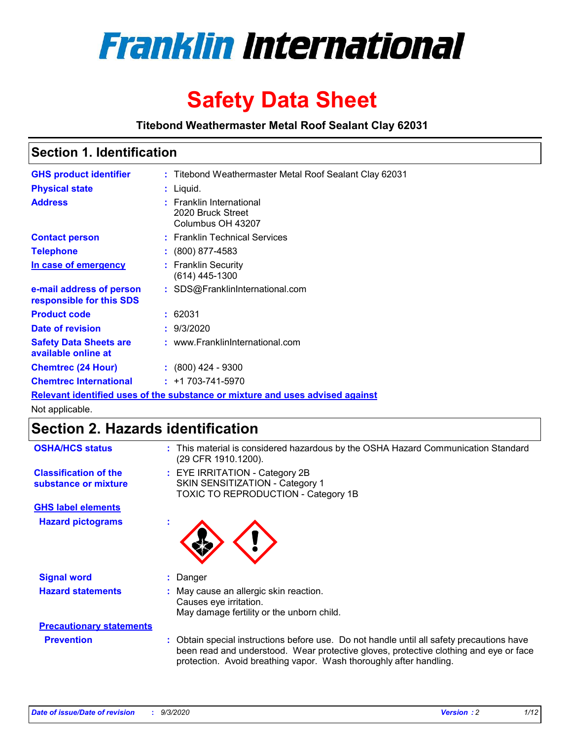# Franklin International

# Safety Data Sheet

**Titebond Weathermaster Metal Roof Sealant Clay 62031**

## Section 1. Identification

| | | |
|---|---|---|
| **GHS product identifier** | : | Titebond Weathermaster Metal Roof Sealant Clay 62031 |
| **Physical state** | : | Liquid. |
| **Address** | : | Franklin International<br>2020 Bruck Street<br>Columbus OH 43207 |
| **Contact person** | : | Franklin Technical Services |
| **Telephone** | : | (800) 877-4583 |
| **In case of emergency** | : | Franklin Security<br>(614) 445-1300 |
| **e-mail address of person responsible for this SDS** | : | SDS@FranklinInternational.com |
| **Product code** | : | 62031 |
| **Date of revision** | : | 9/3/2020 |
| **Safety Data Sheets are available online at** | : | www.FranklinInternational.com |
| **Chemtrec (24 Hour)** | : | (800) 424 - 9300 |
| **Chemtrec International** | : | +1 703-741-5970 |

**Relevant identified uses of the substance or mixture and uses advised against**

Not applicable.

## Section 2. Hazards identification

| | | |
|---|---|---|
| **OSHA/HCS status** | : | This material is considered hazardous by the OSHA Hazard Communication Standard (29 CFR 1910.1200). |
| **Classification of the substance or mixture** | : | EYE IRRITATION - Category 2B<br>SKIN SENSITIZATION - Category 1<br>TOXIC TO REPRODUCTION - Category 1B |

**GHS label elements**

| | | |
|---|---|---|
| **Hazard pictograms** | : | |
| **Signal word** | : | Danger |
| **Hazard statements** | : | May cause an allergic skin reaction.<br>Causes eye irritation.<br>May damage fertility or the unborn child. |

**Precautionary statements**

| | | |
|---|---|---|
| **Prevention** | : | Obtain special instructions before use. Do not handle until all safety precautions have been read and understood. Wear protective gloves, protective clothing and eye or face protection. Avoid breathing vapor. Wash thoroughly after handling. |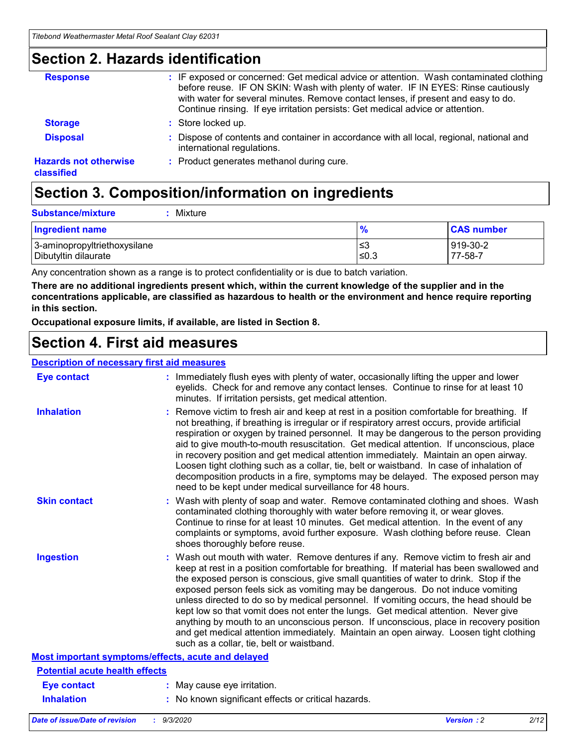## Section 2. Hazards identification

**Response** : IF exposed or concerned: Get medical advice or attention. Wash contaminated clothing before reuse. IF ON SKIN: Wash with plenty of water. IF IN EYES: Rinse cautiously with water for several minutes. Remove contact lenses, if present and easy to do. Continue rinsing. If eye irritation persists: Get medical advice or attention.

**Storage** : Store locked up.

**Disposal** : Dispose of contents and container in accordance with all local, regional, national and international regulations.

**Hazards not otherwise classified** : Product generates methanol during cure.

## Section 3. Composition/information on ingredients

**Substance/mixture** : Mixture

| Ingredient name | % | CAS number |
|---|---|---|
| 3-aminopropyltriethoxysilane | ≤3 | 919-30-2 |
| Dibutyltin dilaurate | ≤0.3 | 77-58-7 |

Any concentration shown as a range is to protect confidentiality or is due to batch variation.

**There are no additional ingredients present which, within the current knowledge of the supplier and in the concentrations applicable, are classified as hazardous to health or the environment and hence require reporting in this section.**

**Occupational exposure limits, if available, are listed in Section 8.**

## Section 4. First aid measures

### Description of necessary first aid measures

**Eye contact** : Immediately flush eyes with plenty of water, occasionally lifting the upper and lower eyelids. Check for and remove any contact lenses. Continue to rinse for at least 10 minutes. If irritation persists, get medical attention.

**Inhalation** : Remove victim to fresh air and keep at rest in a position comfortable for breathing. If not breathing, if breathing is irregular or if respiratory arrest occurs, provide artificial respiration or oxygen by trained personnel. It may be dangerous to the person providing aid to give mouth-to-mouth resuscitation. Get medical attention. If unconscious, place in recovery position and get medical attention immediately. Maintain an open airway. Loosen tight clothing such as a collar, tie, belt or waistband. In case of inhalation of decomposition products in a fire, symptoms may be delayed. The exposed person may need to be kept under medical surveillance for 48 hours.

**Skin contact** : Wash with plenty of soap and water. Remove contaminated clothing and shoes. Wash contaminated clothing thoroughly with water before removing it, or wear gloves. Continue to rinse for at least 10 minutes. Get medical attention. In the event of any complaints or symptoms, avoid further exposure. Wash clothing before reuse. Clean shoes thoroughly before reuse.

**Ingestion** : Wash out mouth with water. Remove dentures if any. Remove victim to fresh air and keep at rest in a position comfortable for breathing. If material has been swallowed and the exposed person is conscious, give small quantities of water to drink. Stop if the exposed person feels sick as vomiting may be dangerous. Do not induce vomiting unless directed to do so by medical personnel. If vomiting occurs, the head should be kept low so that vomit does not enter the lungs. Get medical attention. Never give anything by mouth to an unconscious person. If unconscious, place in recovery position and get medical attention immediately. Maintain an open airway. Loosen tight clothing such as a collar, tie, belt or waistband.

### Most important symptoms/effects, acute and delayed

#### Potential acute health effects

**Eye contact** : May cause eye irritation.

**Inhalation** : No known significant effects or critical hazards.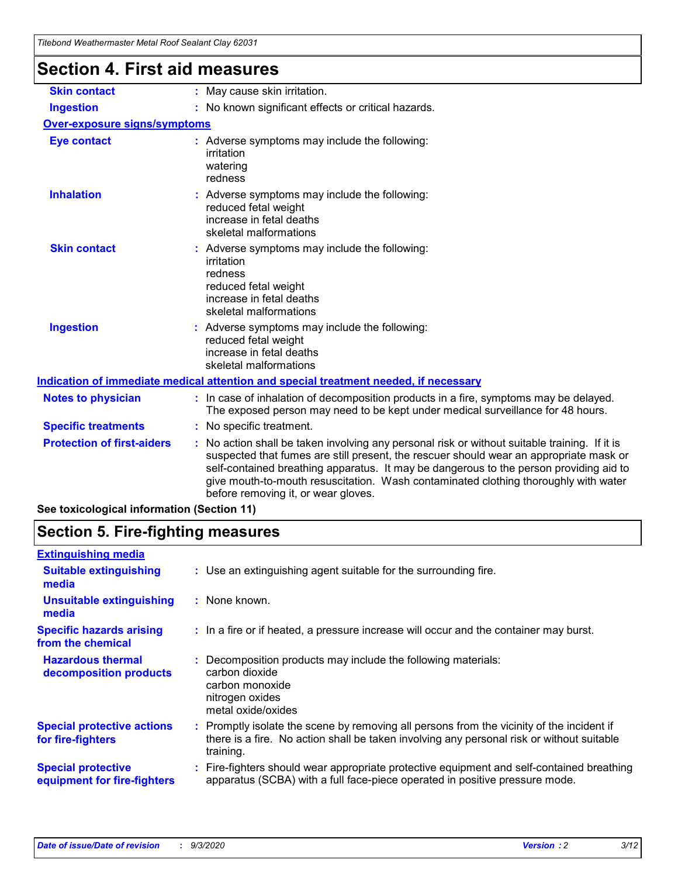## Section 4. First aid measures

| | |
|---|---|
| **Skin contact** | : May cause skin irritation. |
| **Ingestion** | : No known significant effects or critical hazards. |

**Over-exposure signs/symptoms**

| | |
|---|---|
| **Eye contact** | : Adverse symptoms may include the following:<br>irritation<br>watering<br>redness |
| **Inhalation** | : Adverse symptoms may include the following:<br>reduced fetal weight<br>increase in fetal deaths<br>skeletal malformations |
| **Skin contact** | : Adverse symptoms may include the following:<br>irritation<br>redness<br>reduced fetal weight<br>increase in fetal deaths<br>skeletal malformations |
| **Ingestion** | : Adverse symptoms may include the following:<br>reduced fetal weight<br>increase in fetal deaths<br>skeletal malformations |

**Indication of immediate medical attention and special treatment needed, if necessary**

| | |
|---|---|
| **Notes to physician** | : In case of inhalation of decomposition products in a fire, symptoms may be delayed. The exposed person may need to be kept under medical surveillance for 48 hours. |
| **Specific treatments** | : No specific treatment. |
| **Protection of first-aiders** | : No action shall be taken involving any personal risk or without suitable training. If it is suspected that fumes are still present, the rescuer should wear an appropriate mask or self-contained breathing apparatus. It may be dangerous to the person providing aid to give mouth-to-mouth resuscitation. Wash contaminated clothing thoroughly with water before removing it, or wear gloves. |

**See toxicological information (Section 11)**

## Section 5. Fire-fighting measures

**Extinguishing media**

| | |
|---|---|
| **Suitable extinguishing media** | : Use an extinguishing agent suitable for the surrounding fire. |
| **Unsuitable extinguishing media** | : None known. |
| **Specific hazards arising from the chemical** | : In a fire or if heated, a pressure increase will occur and the container may burst. |
| **Hazardous thermal decomposition products** | : Decomposition products may include the following materials:<br>carbon dioxide<br>carbon monoxide<br>nitrogen oxides<br>metal oxide/oxides |
| **Special protective actions for fire-fighters** | : Promptly isolate the scene by removing all persons from the vicinity of the incident if there is a fire. No action shall be taken involving any personal risk or without suitable training. |
| **Special protective equipment for fire-fighters** | : Fire-fighters should wear appropriate protective equipment and self-contained breathing apparatus (SCBA) with a full face-piece operated in positive pressure mode. |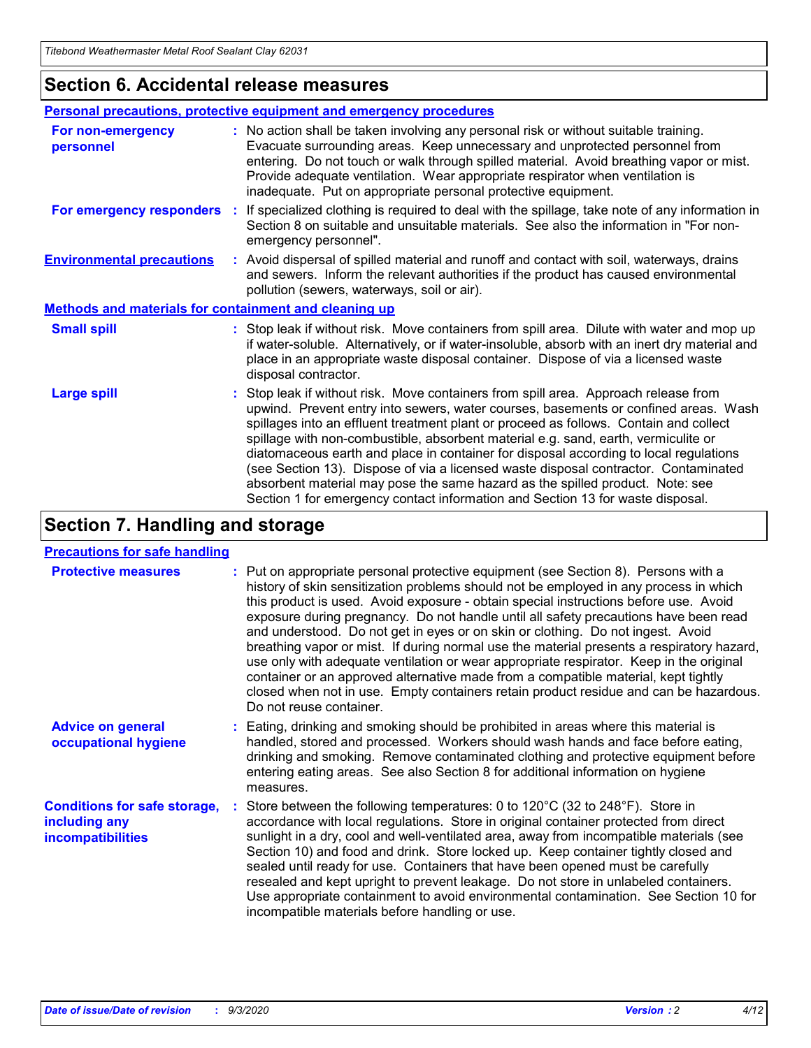## Section 6. Accidental release measures

### Personal precautions, protective equipment and emergency procedures

**For non-emergency personnel** : No action shall be taken involving any personal risk or without suitable training. Evacuate surrounding areas. Keep unnecessary and unprotected personnel from entering. Do not touch or walk through spilled material. Avoid breathing vapor or mist. Provide adequate ventilation. Wear appropriate respirator when ventilation is inadequate. Put on appropriate personal protective equipment.

**For emergency responders** : If specialized clothing is required to deal with the spillage, take note of any information in Section 8 on suitable and unsuitable materials. See also the information in "For non-emergency personnel".

**Environmental precautions** : Avoid dispersal of spilled material and runoff and contact with soil, waterways, drains and sewers. Inform the relevant authorities if the product has caused environmental pollution (sewers, waterways, soil or air).

### Methods and materials for containment and cleaning up

**Small spill** : Stop leak if without risk. Move containers from spill area. Dilute with water and mop up if water-soluble. Alternatively, or if water-insoluble, absorb with an inert dry material and place in an appropriate waste disposal container. Dispose of via a licensed waste disposal contractor.

**Large spill** : Stop leak if without risk. Move containers from spill area. Approach release from upwind. Prevent entry into sewers, water courses, basements or confined areas. Wash spillages into an effluent treatment plant or proceed as follows. Contain and collect spillage with non-combustible, absorbent material e.g. sand, earth, vermiculite or diatomaceous earth and place in container for disposal according to local regulations (see Section 13). Dispose of via a licensed waste disposal contractor. Contaminated absorbent material may pose the same hazard as the spilled product. Note: see Section 1 for emergency contact information and Section 13 for waste disposal.

## Section 7. Handling and storage

### Precautions for safe handling

**Protective measures** : Put on appropriate personal protective equipment (see Section 8). Persons with a history of skin sensitization problems should not be employed in any process in which this product is used. Avoid exposure - obtain special instructions before use. Avoid exposure during pregnancy. Do not handle until all safety precautions have been read and understood. Do not get in eyes or on skin or clothing. Do not ingest. Avoid breathing vapor or mist. If during normal use the material presents a respiratory hazard, use only with adequate ventilation or wear appropriate respirator. Keep in the original container or an approved alternative made from a compatible material, kept tightly closed when not in use. Empty containers retain product residue and can be hazardous. Do not reuse container.

**Advice on general occupational hygiene** : Eating, drinking and smoking should be prohibited in areas where this material is handled, stored and processed. Workers should wash hands and face before eating, drinking and smoking. Remove contaminated clothing and protective equipment before entering eating areas. See also Section 8 for additional information on hygiene measures.

**Conditions for safe storage, including any incompatibilities** : Store between the following temperatures: 0 to 120°C (32 to 248°F). Store in accordance with local regulations. Store in original container protected from direct sunlight in a dry, cool and well-ventilated area, away from incompatible materials (see Section 10) and food and drink. Store locked up. Keep container tightly closed and sealed until ready for use. Containers that have been opened must be carefully resealed and kept upright to prevent leakage. Do not store in unlabeled containers. Use appropriate containment to avoid environmental contamination. See Section 10 for incompatible materials before handling or use.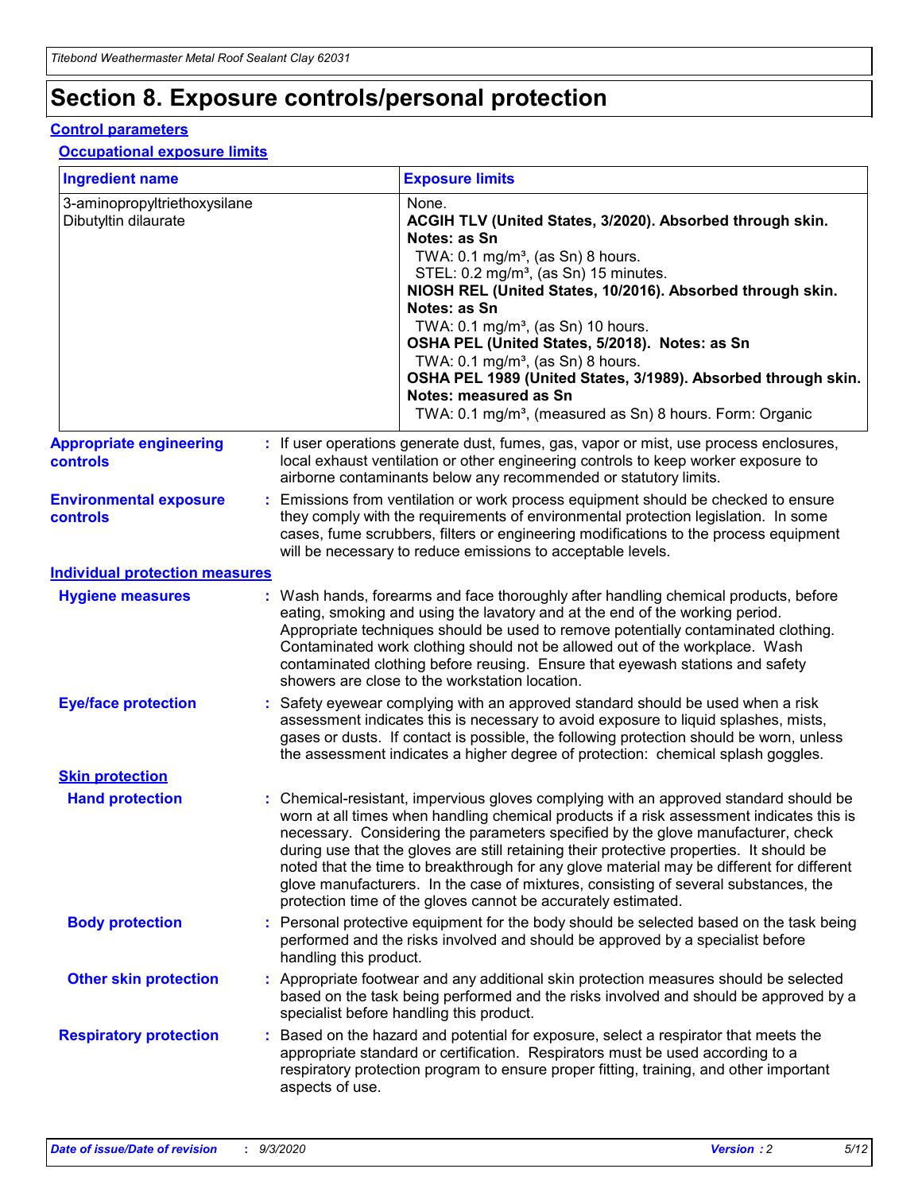# Section 8. Exposure controls/personal protection

## Control parameters

### Occupational exposure limits

| Ingredient name | Exposure limits |
|---|---|
| 3-aminopropyltriethoxysilane | None. |
| Dibutyltin dilaurate | **ACGIH TLV (United States, 3/2020). Absorbed through skin. Notes: as Sn**<br>TWA: 0.1 mg/m³, (as Sn) 8 hours.<br>STEL: 0.2 mg/m³, (as Sn) 15 minutes.<br>**NIOSH REL (United States, 10/2016). Absorbed through skin. Notes: as Sn**<br>TWA: 0.1 mg/m³, (as Sn) 10 hours.<br>**OSHA PEL (United States, 5/2018). Notes: as Sn**<br>TWA: 0.1 mg/m³, (as Sn) 8 hours.<br>**OSHA PEL 1989 (United States, 3/1989). Absorbed through skin. Notes: measured as Sn**<br>TWA: 0.1 mg/m³, (measured as Sn) 8 hours. Form: Organic |

**Appropriate engineering controls** : If user operations generate dust, fumes, gas, vapor or mist, use process enclosures, local exhaust ventilation or other engineering controls to keep worker exposure to airborne contaminants below any recommended or statutory limits.

**Environmental exposure controls** : Emissions from ventilation or work process equipment should be checked to ensure they comply with the requirements of environmental protection legislation. In some cases, fume scrubbers, filters or engineering modifications to the process equipment will be necessary to reduce emissions to acceptable levels.

## Individual protection measures

**Hygiene measures** : Wash hands, forearms and face thoroughly after handling chemical products, before eating, smoking and using the lavatory and at the end of the working period. Appropriate techniques should be used to remove potentially contaminated clothing. Contaminated work clothing should not be allowed out of the workplace. Wash contaminated clothing before reusing. Ensure that eyewash stations and safety showers are close to the workstation location.

**Eye/face protection** : Safety eyewear complying with an approved standard should be used when a risk assessment indicates this is necessary to avoid exposure to liquid splashes, mists, gases or dusts. If contact is possible, the following protection should be worn, unless the assessment indicates a higher degree of protection: chemical splash goggles.

### Skin protection

**Hand protection** : Chemical-resistant, impervious gloves complying with an approved standard should be worn at all times when handling chemical products if a risk assessment indicates this is necessary. Considering the parameters specified by the glove manufacturer, check during use that the gloves are still retaining their protective properties. It should be noted that the time to breakthrough for any glove material may be different for different glove manufacturers. In the case of mixtures, consisting of several substances, the protection time of the gloves cannot be accurately estimated.

**Body protection** : Personal protective equipment for the body should be selected based on the task being performed and the risks involved and should be approved by a specialist before handling this product.

**Other skin protection** : Appropriate footwear and any additional skin protection measures should be selected based on the task being performed and the risks involved and should be approved by a specialist before handling this product.

**Respiratory protection** : Based on the hazard and potential for exposure, select a respirator that meets the appropriate standard or certification. Respirators must be used according to a respiratory protection program to ensure proper fitting, training, and other important aspects of use.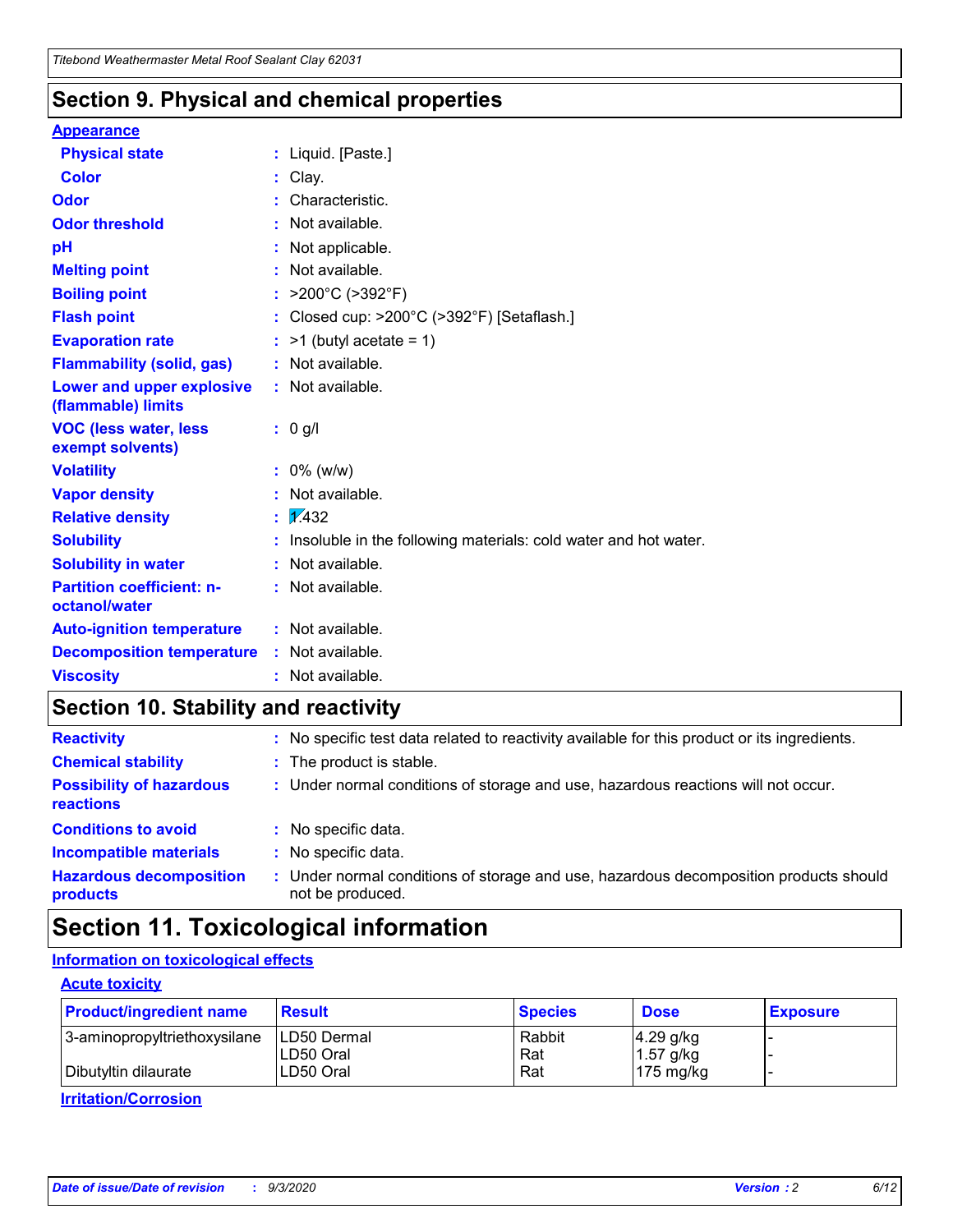## Section 9. Physical and chemical properties

**Appearance**

| | |
|---|---|
| **Physical state** | : Liquid. [Paste.] |
| **Color** | : Clay. |
| **Odor** | : Characteristic. |
| **Odor threshold** | : Not available. |
| **pH** | : Not applicable. |
| **Melting point** | : Not available. |
| **Boiling point** | : >200°C (>392°F) |
| **Flash point** | : Closed cup: >200°C (>392°F) [Setaflash.] |
| **Evaporation rate** | : >1 (butyl acetate = 1) |
| **Flammability (solid, gas)** | : Not available. |
| **Lower and upper explosive (flammable) limits** | : Not available. |
| **VOC (less water, less exempt solvents)** | : 0 g/l |
| **Volatility** | : 0% (w/w) |
| **Vapor density** | : Not available. |
| **Relative density** | : 1.432 |
| **Solubility** | : Insoluble in the following materials: cold water and hot water. |
| **Solubility in water** | : Not available. |
| **Partition coefficient: n-octanol/water** | : Not available. |
| **Auto-ignition temperature** | : Not available. |
| **Decomposition temperature** | : Not available. |
| **Viscosity** | : Not available. |

## Section 10. Stability and reactivity

| | |
|---|---|
| **Reactivity** | : No specific test data related to reactivity available for this product or its ingredients. |
| **Chemical stability** | : The product is stable. |
| **Possibility of hazardous reactions** | : Under normal conditions of storage and use, hazardous reactions will not occur. |
| **Conditions to avoid** | : No specific data. |
| **Incompatible materials** | : No specific data. |
| **Hazardous decomposition products** | : Under normal conditions of storage and use, hazardous decomposition products should not be produced. |

## Section 11. Toxicological information

**Information on toxicological effects**

**Acute toxicity**

| Product/ingredient name | Result | Species | Dose | Exposure |
|---|---|---|---|---|
| 3-aminopropyltriethoxysilane | LD50 Dermal | Rabbit | 4.29 g/kg | - |
| | LD50 Oral | Rat | 1.57 g/kg | - |
| Dibutyltin dilaurate | LD50 Oral | Rat | 175 mg/kg | - |

**Irritation/Corrosion**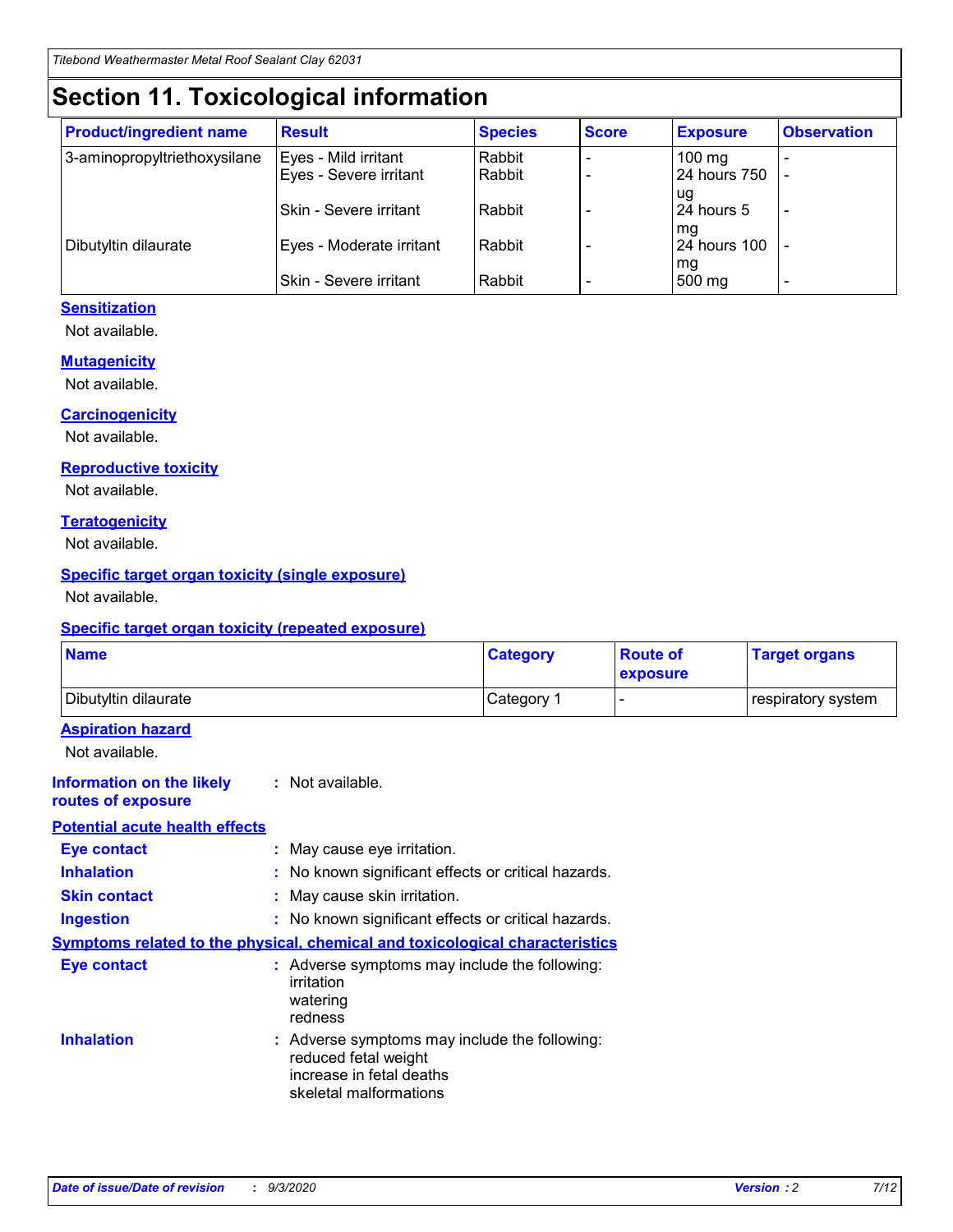# Section 11. Toxicological information

| Product/ingredient name | Result | Species | Score | Exposure | Observation |
|---|---|---|---|---|---|
| 3-aminopropyltriethoxysilane | Eyes - Mild irritant | Rabbit | - | 100 mg | - |
| | Eyes - Severe irritant | Rabbit | - | 24 hours 750 ug | - |
| | Skin - Severe irritant | Rabbit | - | 24 hours 5 mg | - |
| Dibutyltin dilaurate | Eyes - Moderate irritant | Rabbit | - | 24 hours 100 mg | - |
| | Skin - Severe irritant | Rabbit | - | 500 mg | - |

### Sensitization

Not available.

### Mutagenicity

Not available.

### Carcinogenicity

Not available.

### Reproductive toxicity

Not available.

### Teratogenicity

Not available.

### Specific target organ toxicity (single exposure)

Not available.

### Specific target organ toxicity (repeated exposure)

| Name | Category | Route of exposure | Target organs |
|---|---|---|---|
| Dibutyltin dilaurate | Category 1 | - | respiratory system |

### Aspiration hazard

Not available.

**Information on the likely routes of exposure** : Not available.

### Potential acute health effects

**Eye contact** : May cause eye irritation.

**Inhalation** : No known significant effects or critical hazards.

**Skin contact** : May cause skin irritation.

**Ingestion** : No known significant effects or critical hazards.

### Symptoms related to the physical, chemical and toxicological characteristics

**Eye contact** : Adverse symptoms may include the following:
irritation
watering
redness

**Inhalation** : Adverse symptoms may include the following:
reduced fetal weight
increase in fetal deaths
skeletal malformations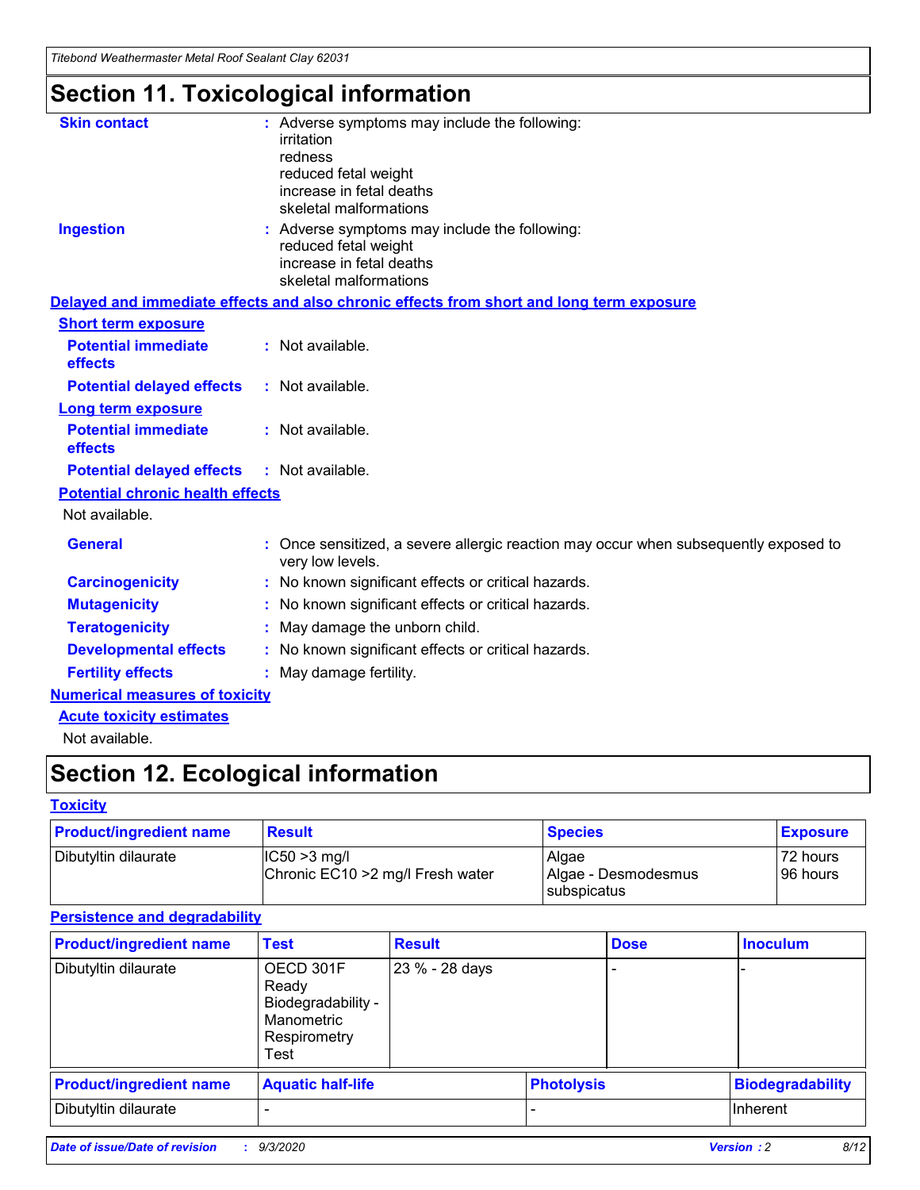# Section 11. Toxicological information

**Skin contact** : Adverse symptoms may include the following:
irritation
redness
reduced fetal weight
increase in fetal deaths
skeletal malformations

**Ingestion** : Adverse symptoms may include the following:
reduced fetal weight
increase in fetal deaths
skeletal malformations

**Delayed and immediate effects and also chronic effects from short and long term exposure**

**Short term exposure**

**Potential immediate effects** : Not available.

**Potential delayed effects** : Not available.

**Long term exposure**

**Potential immediate effects** : Not available.

**Potential delayed effects** : Not available.

**Potential chronic health effects**

Not available.

**General** : Once sensitized, a severe allergic reaction may occur when subsequently exposed to very low levels.

**Carcinogenicity** : No known significant effects or critical hazards.

**Mutagenicity** : No known significant effects or critical hazards.

**Teratogenicity** : May damage the unborn child.

**Developmental effects** : No known significant effects or critical hazards.

**Fertility effects** : May damage fertility.

**Numerical measures of toxicity**

**Acute toxicity estimates**

Not available.

# Section 12. Ecological information

**Toxicity**

| Product/ingredient name | Result | Species | Exposure |
|---|---|---|---|
| Dibutyltin dilaurate | IC50 >3 mg/l<br>Chronic EC10 >2 mg/l Fresh water | Algae<br>Algae - Desmodesmus subspicatus | 72 hours<br>96 hours |

**Persistence and degradability**

| Product/ingredient name | Test | Result | Dose | Inoculum |
|---|---|---|---|---|
| Dibutyltin dilaurate | OECD 301F Ready Biodegradability - Manometric Respirometry Test | 23 % - 28 days | - | - |

| Product/ingredient name | Aquatic half-life | Photolysis | Biodegradability |
|---|---|---|---|
| Dibutyltin dilaurate | - | - | Inherent |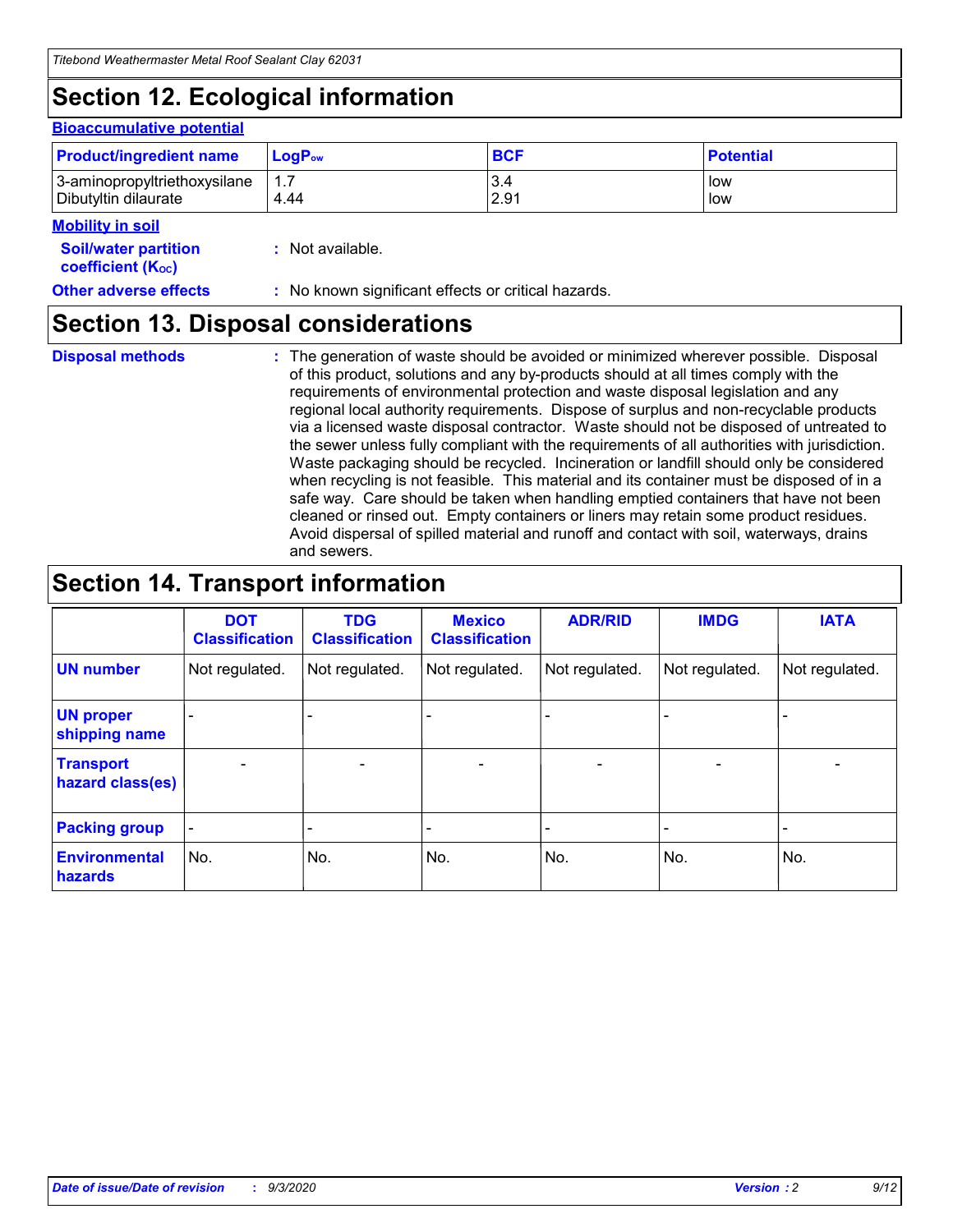## Section 12. Ecological information

**Bioaccumulative potential**

| Product/ingredient name | $LogP_{ow}$ | BCF | Potential |
|---|---|---|---|
| 3-aminopropyltriethoxysilane | 1.7 | 3.4 | low |
| Dibutyltin dilaurate | 4.44 | 2.91 | low |

**Mobility in soil**

**Soil/water partition coefficient ($K_{OC}$)** : Not available.

**Other adverse effects** : No known significant effects or critical hazards.

## Section 13. Disposal considerations

**Disposal methods** : The generation of waste should be avoided or minimized wherever possible. Disposal of this product, solutions and any by-products should at all times comply with the requirements of environmental protection and waste disposal legislation and any regional local authority requirements. Dispose of surplus and non-recyclable products via a licensed waste disposal contractor. Waste should not be disposed of untreated to the sewer unless fully compliant with the requirements of all authorities with jurisdiction. Waste packaging should be recycled. Incineration or landfill should only be considered when recycling is not feasible. This material and its container must be disposed of in a safe way. Care should be taken when handling emptied containers that have not been cleaned or rinsed out. Empty containers or liners may retain some product residues. Avoid dispersal of spilled material and runoff and contact with soil, waterways, drains and sewers.

## Section 14. Transport information

| | DOT Classification | TDG Classification | Mexico Classification | ADR/RID | IMDG | IATA |
|---|---|---|---|---|---|---|
| **UN number** | Not regulated. | Not regulated. | Not regulated. | Not regulated. | Not regulated. | Not regulated. |
| **UN proper shipping name** | - | - | - | - | - | - |
| **Transport hazard class(es)** | - | - | - | - | - | - |
| **Packing group** | - | - | - | - | - | - |
| **Environmental hazards** | No. | No. | No. | No. | No. | No. |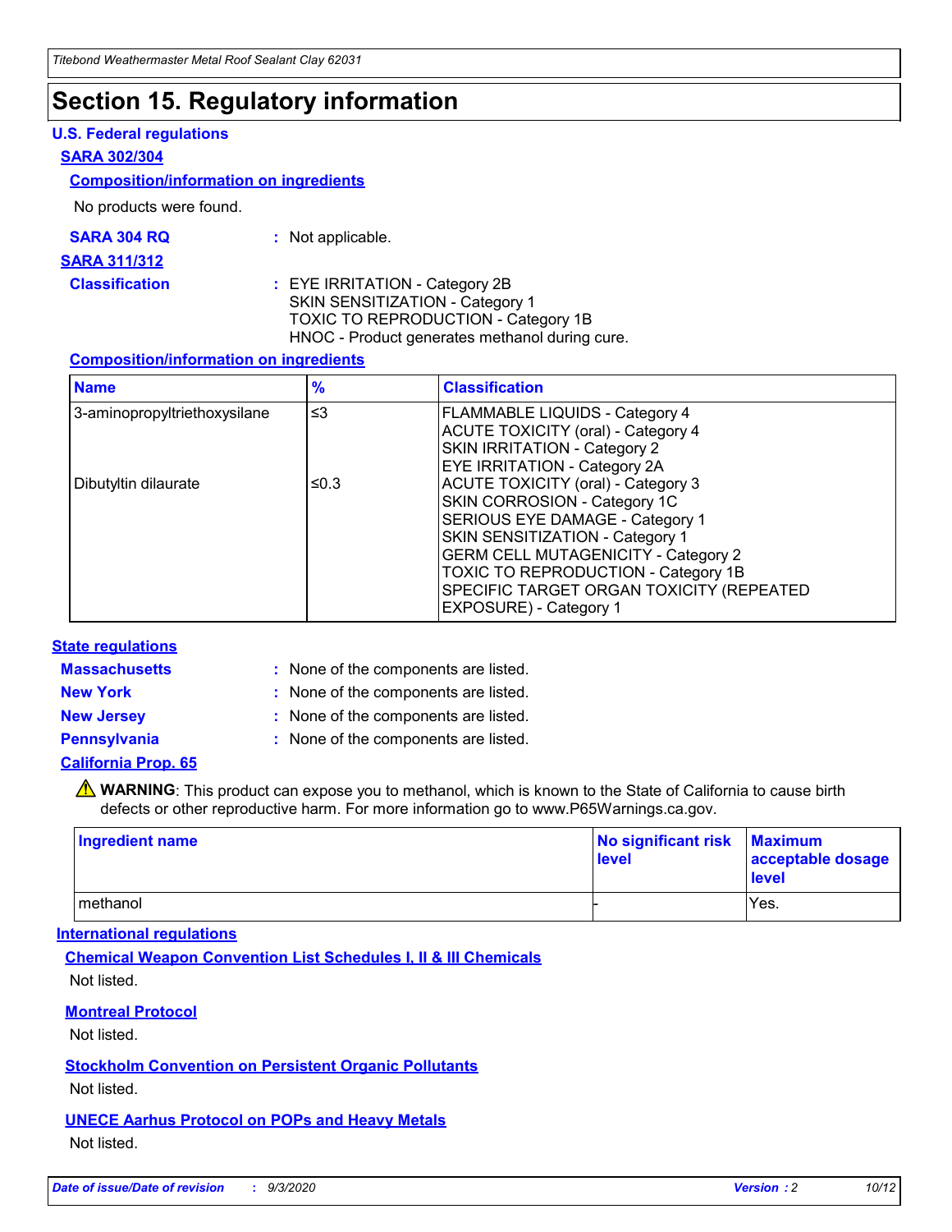# Section 15. Regulatory information

### U.S. Federal regulations

#### SARA 302/304

##### Composition/information on ingredients

No products were found.

**SARA 304 RQ** : Not applicable.

#### SARA 311/312

**Classification** : EYE IRRITATION - Category 2B
SKIN SENSITIZATION - Category 1
TOXIC TO REPRODUCTION - Category 1B
HNOC - Product generates methanol during cure.

##### Composition/information on ingredients

| Name | % | Classification |
|---|---|---|
| 3-aminopropyltriethoxysilane | ≤3 | FLAMMABLE LIQUIDS - Category 4<br>ACUTE TOXICITY (oral) - Category 4<br>SKIN IRRITATION - Category 2<br>EYE IRRITATION - Category 2A |
| Dibutyltin dilaurate | ≤0.3 | ACUTE TOXICITY (oral) - Category 3<br>SKIN CORROSION - Category 1C<br>SERIOUS EYE DAMAGE - Category 1<br>SKIN SENSITIZATION - Category 1<br>GERM CELL MUTAGENICITY - Category 2<br>TOXIC TO REPRODUCTION - Category 1B<br>SPECIFIC TARGET ORGAN TOXICITY (REPEATED EXPOSURE) - Category 1 |

### State regulations

**Massachusetts** : None of the components are listed.

**New York** : None of the components are listed.

**New Jersey** : None of the components are listed.

**Pennsylvania** : None of the components are listed.

#### California Prop. 65

⚠ **WARNING**: This product can expose you to methanol, which is known to the State of California to cause birth defects or other reproductive harm. For more information go to www.P65Warnings.ca.gov.

| Ingredient name | No significant risk level | Maximum acceptable dosage level |
|---|---|---|
| methanol | - | Yes. |

### International regulations

#### Chemical Weapon Convention List Schedules I, II & III Chemicals

Not listed.

#### Montreal Protocol

Not listed.

#### Stockholm Convention on Persistent Organic Pollutants

Not listed.

#### UNECE Aarhus Protocol on POPs and Heavy Metals

Not listed.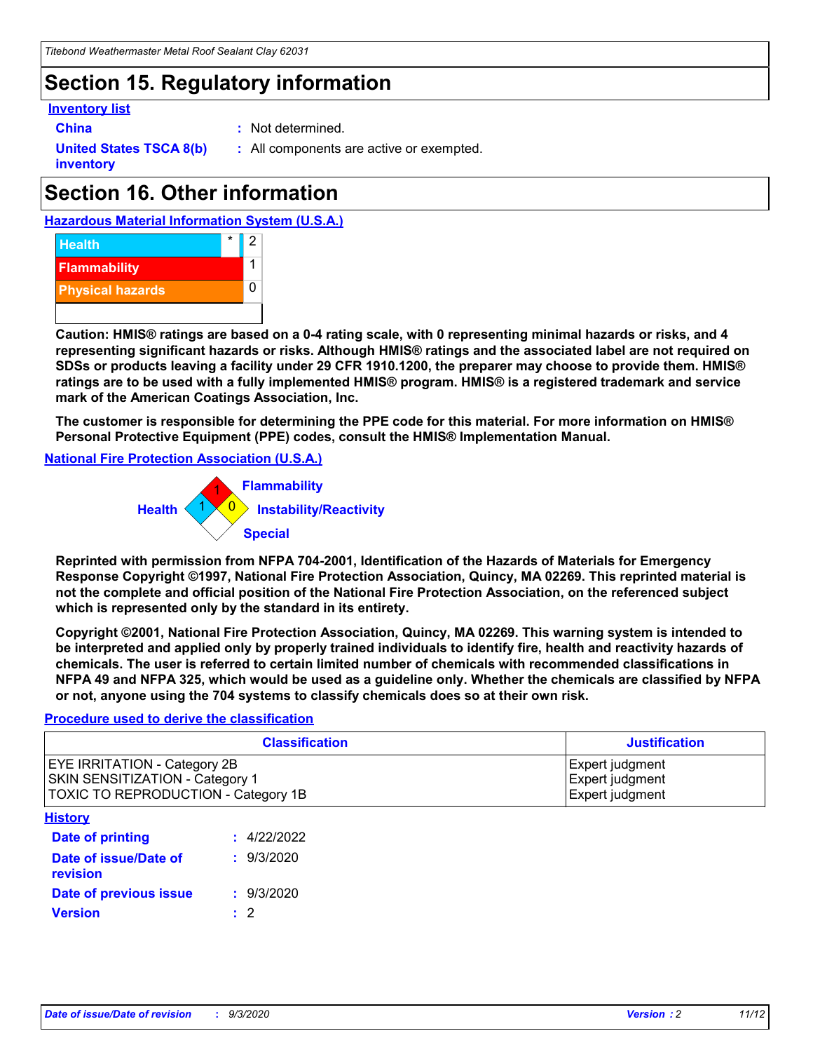## Section 15. Regulatory information

**Inventory list**

**China** : Not determined.

**United States TSCA 8(b) inventory** : All components are active or exempted.

## Section 16. Other information

**Hazardous Material Information System (U.S.A.)**

| | | |
|---|---|---|
| Health | * | 2 |
| Flammability | | 1 |
| Physical hazards | | 0 |

**Caution: HMIS® ratings are based on a 0-4 rating scale, with 0 representing minimal hazards or risks, and 4 representing significant hazards or risks. Although HMIS® ratings and the associated label are not required on SDSs or products leaving a facility under 29 CFR 1910.1200, the preparer may choose to provide them. HMIS® ratings are to be used with a fully implemented HMIS® program. HMIS® is a registered trademark and service mark of the American Coatings Association, Inc.**

**The customer is responsible for determining the PPE code for this material. For more information on HMIS® Personal Protective Equipment (PPE) codes, consult the HMIS® Implementation Manual.**

**National Fire Protection Association (U.S.A.)**

Flammability: 1
Health: 1
Instability/Reactivity: 0
Special:

**Reprinted with permission from NFPA 704-2001, Identification of the Hazards of Materials for Emergency Response Copyright ©1997, National Fire Protection Association, Quincy, MA 02269. This reprinted material is not the complete and official position of the National Fire Protection Association, on the referenced subject which is represented only by the standard in its entirety.**

**Copyright ©2001, National Fire Protection Association, Quincy, MA 02269. This warning system is intended to be interpreted and applied only by properly trained individuals to identify fire, health and reactivity hazards of chemicals. The user is referred to certain limited number of chemicals with recommended classifications in NFPA 49 and NFPA 325, which would be used as a guideline only. Whether the chemicals are classified by NFPA or not, anyone using the 704 systems to classify chemicals does so at their own risk.**

**Procedure used to derive the classification**

| Classification | Justification |
|---|---|
| EYE IRRITATION - Category 2B | Expert judgment |
| SKIN SENSITIZATION - Category 1 | Expert judgment |
| TOXIC TO REPRODUCTION - Category 1B | Expert judgment |

**History**

**Date of printing** : 4/22/2022

**Date of issue/Date of revision** : 9/3/2020

**Date of previous issue** : 9/3/2020

**Version** : 2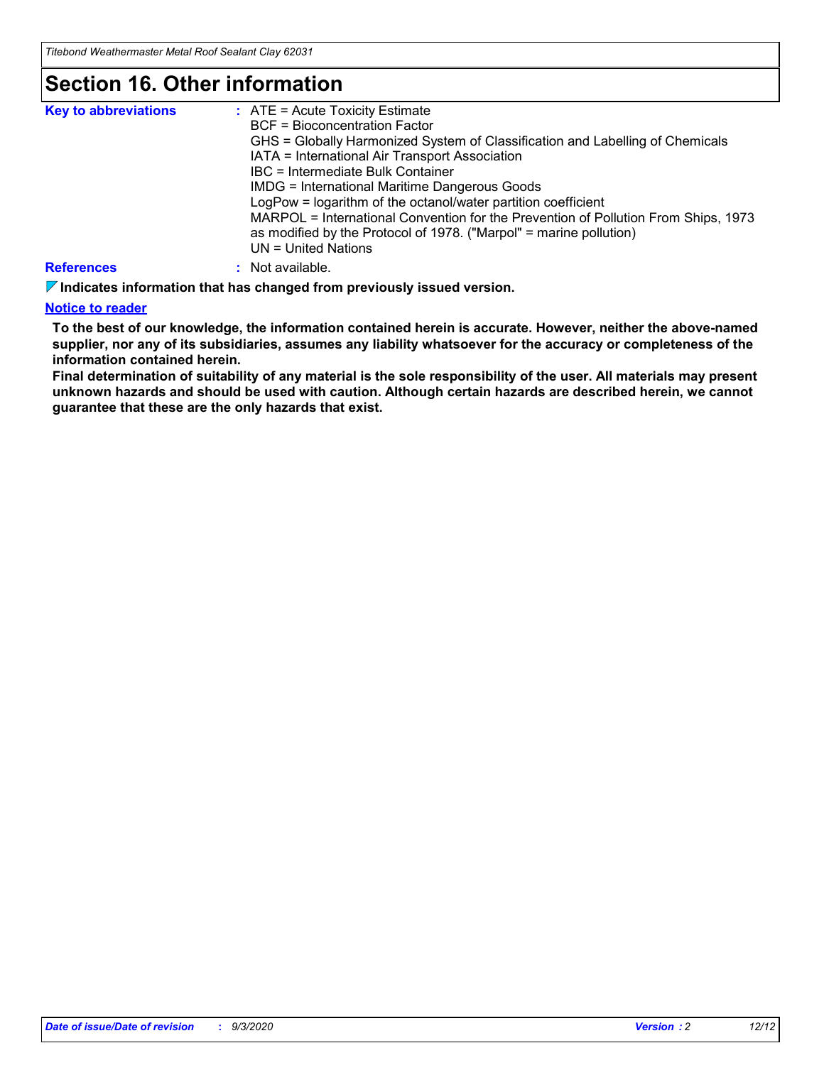# Section 16. Other information

**Key to abbreviations** : ATE = Acute Toxicity Estimate
BCF = Bioconcentration Factor
GHS = Globally Harmonized System of Classification and Labelling of Chemicals
IATA = International Air Transport Association
IBC = Intermediate Bulk Container
IMDG = International Maritime Dangerous Goods
LogPow = logarithm of the octanol/water partition coefficient
MARPOL = International Convention for the Prevention of Pollution From Ships, 1973 as modified by the Protocol of 1978. ("Marpol" = marine pollution)
UN = United Nations

**References** : Not available.

**Indicates information that has changed from previously issued version.**

**Notice to reader**

**To the best of our knowledge, the information contained herein is accurate. However, neither the above-named supplier, nor any of its subsidiaries, assumes any liability whatsoever for the accuracy or completeness of the information contained herein.**

**Final determination of suitability of any material is the sole responsibility of the user. All materials may present unknown hazards and should be used with caution. Although certain hazards are described herein, we cannot guarantee that these are the only hazards that exist.**